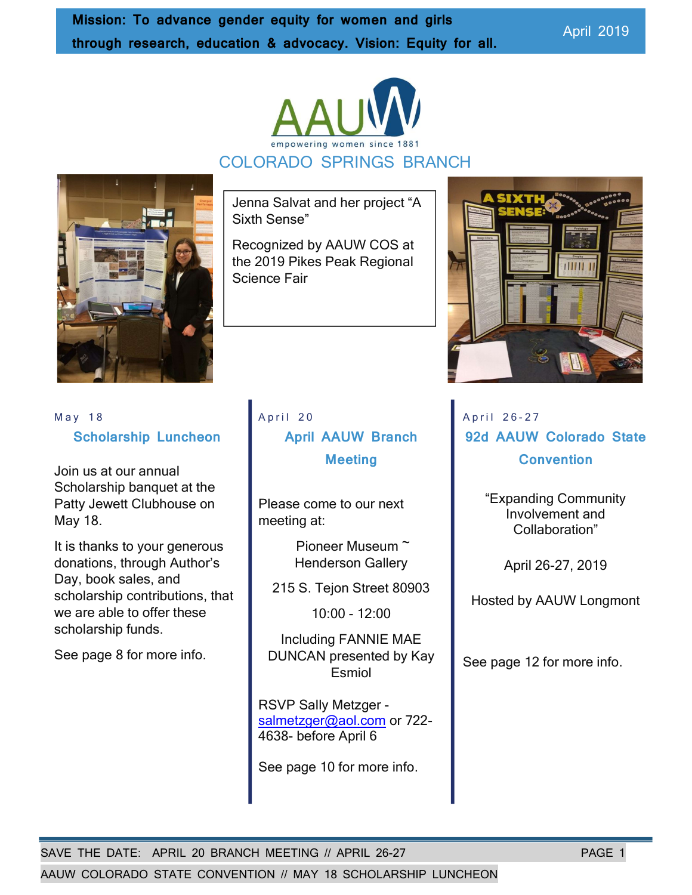**Mission: To advance gender equity for women and girls through research, education & advocacy. Vision: Equity for all.**

April 2019

AAUW

empowering women since 1881

# COLORADO SPRINGS BRANCH

Jenna Salvat and her project "A Sixth Sense"

Recognized by AAUW COS at the 2019 Pikes Peak Regional Science Fair

May 18

## Scholarship Luncheon

Join us at our annual Scholarship banquet at the Patty Jewett Clubhouse on May 18.

It is thanks to your generous donations, through Author's Day, book sales, and scholarship contributions, that we are able to offer these scholarship funds.

See page 8 for more info.

April 20

## April AAUW Branch Meeting

Please come to our next meeting at:

Pioneer Museum ~ Henderson Gallery

215 S. Tejon Street 80903

10:00 - 12:00

Including FANNIE MAE DUNCAN presented by Kay Esmiol

RSVP Sally Metzger - salmetzger@aol.com or 722-4638- before April 6

See page 10 for more info.

April 26-27

## 92d AAUW Colorado State Convention

"Expanding Community Involvement and Collaboration"

April 26-27, 2019

Hosted by AAUW Longmont

See page 12 for more info.

SAVE THE DATE: APRIL 20 BRANCH MEETING // APRIL 26-27 AAUW COLORADO STATE CONVENTION // MAY 18 SCHOLARSHIP LUNCHEON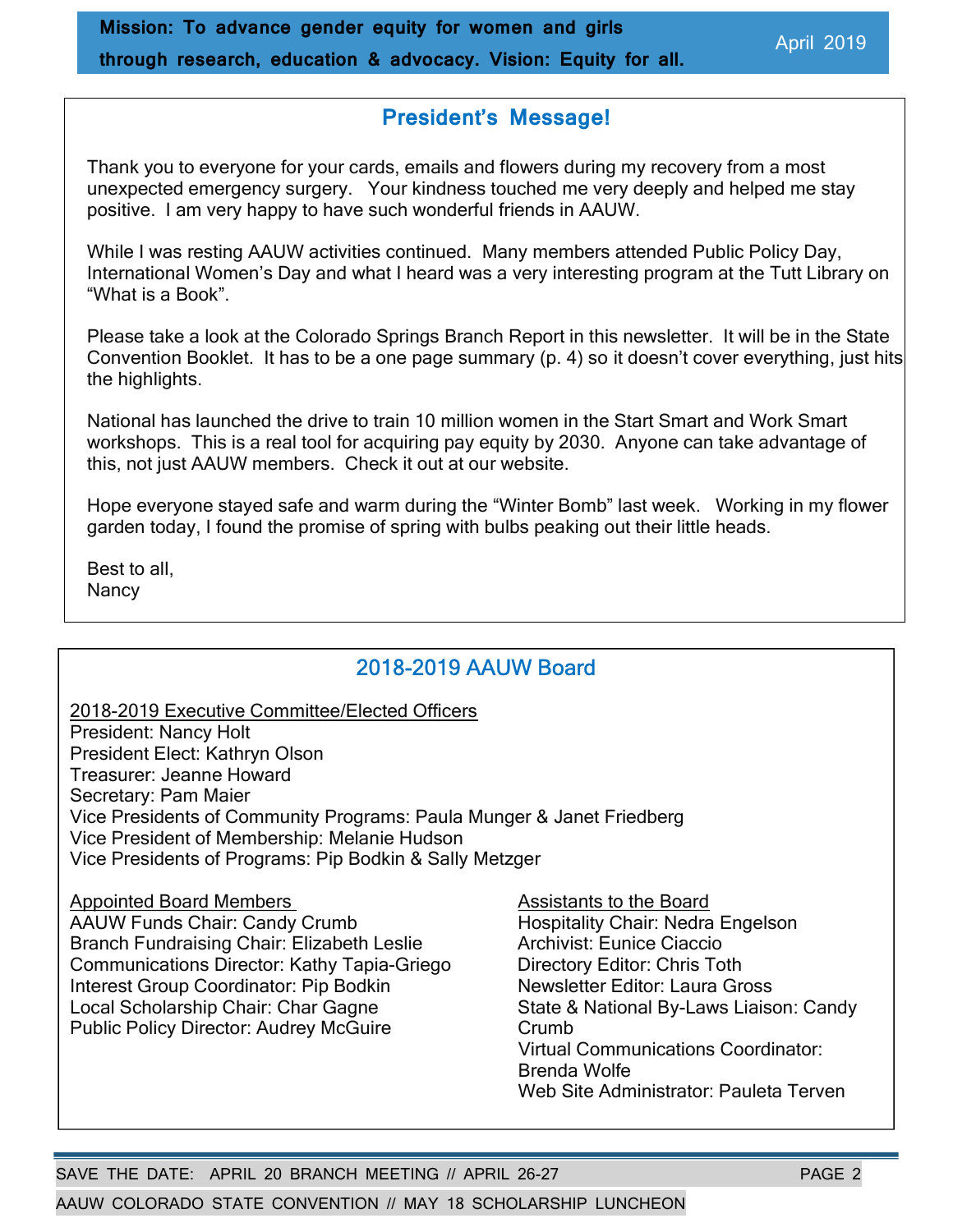**Mission: To advance gender equity for women and girls through research, education & advocacy. Vision: Equity for all.**

April 2019

## President's Message!

Thank you to everyone for your cards, emails and flowers during my recovery from a most unexpected emergency surgery. Your kindness touched me very deeply and helped me stay positive. I am very happy to have such wonderful friends in AAUW.

While I was resting AAUW activities continued. Many members attended Public Policy Day, International Women's Day and what I heard was a very interesting program at the Tutt Library on "What is a Book".

Please take a look at the Colorado Springs Branch Report in this newsletter. It will be in the State Convention Booklet. It has to be a one page summary (p. 4) so it doesn't cover everything, just hits the highlights.

National has launched the drive to train 10 million women in the Start Smart and Work Smart workshops. This is a real tool for acquiring pay equity by 2030. Anyone can take advantage of this, not just AAUW members. Check it out at our website.

Hope everyone stayed safe and warm during the "Winter Bomb" last week. Working in my flower garden today, I found the promise of spring with bulbs peaking out their little heads.

Best to all,
Nancy

## 2018-2019 AAUW Board

2018-2019 Executive Committee/Elected Officers
President: Nancy Holt
President Elect: Kathryn Olson
Treasurer: Jeanne Howard
Secretary: Pam Maier
Vice Presidents of Community Programs: Paula Munger & Janet Friedberg
Vice President of Membership: Melanie Hudson
Vice Presidents of Programs: Pip Bodkin & Sally Metzger

Appointed Board Members
AAUW Funds Chair: Candy Crumb
Branch Fundraising Chair: Elizabeth Leslie
Communications Director: Kathy Tapia-Griego
Interest Group Coordinator: Pip Bodkin
Local Scholarship Chair: Char Gagne
Public Policy Director: Audrey McGuire

Assistants to the Board
Hospitality Chair: Nedra Engelson
Archivist: Eunice Ciaccio
Directory Editor: Chris Toth
Newsletter Editor: Laura Gross
State & National By-Laws Liaison: Candy Crumb
Virtual Communications Coordinator: Brenda Wolfe
Web Site Administrator: Pauleta Terven

SAVE THE DATE: APRIL 20 BRANCH MEETING // APRIL 26-27 AAUW COLORADO STATE CONVENTION // MAY 18 SCHOLARSHIP LUNCHEON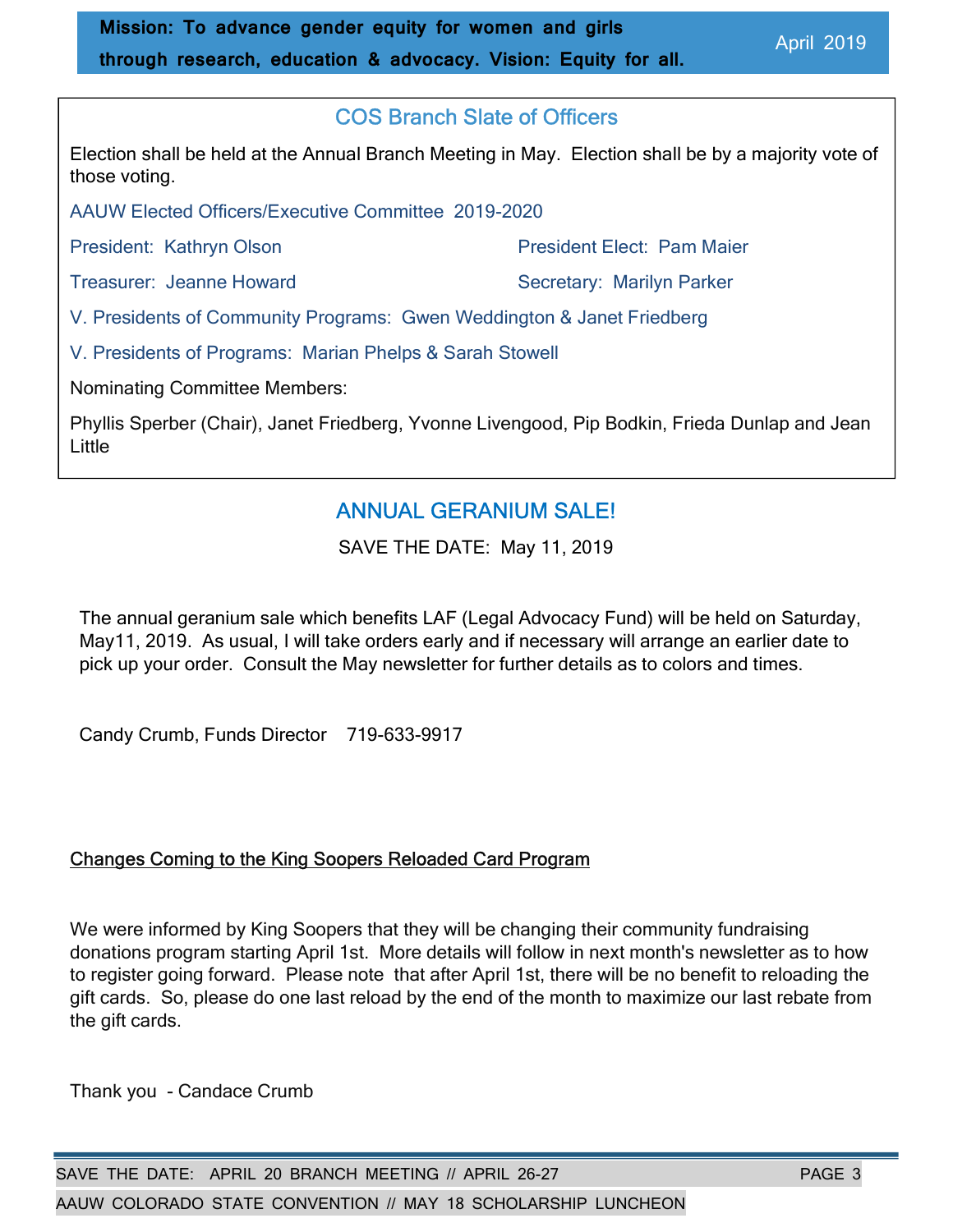## COS Branch Slate of Officers

Election shall be held at the Annual Branch Meeting in May. Election shall be by a majority vote of those voting.

AAUW Elected Officers/Executive Committee 2019-2020

President: Kathryn Olson

President Elect: Pam Maier

Treasurer: Jeanne Howard

Secretary: Marilyn Parker

V. Presidents of Community Programs: Gwen Weddington & Janet Friedberg

V. Presidents of Programs: Marian Phelps & Sarah Stowell

Nominating Committee Members:

Phyllis Sperber (Chair), Janet Friedberg, Yvonne Livengood, Pip Bodkin, Frieda Dunlap and Jean Little

## ANNUAL GERANIUM SALE!

SAVE THE DATE: May 11, 2019

The annual geranium sale which benefits LAF (Legal Advocacy Fund) will be held on Saturday, May11, 2019. As usual, I will take orders early and if necessary will arrange an earlier date to pick up your order. Consult the May newsletter for further details as to colors and times.

Candy Crumb, Funds Director 719-633-9917

### Changes Coming to the King Soopers Reloaded Card Program

We were informed by King Soopers that they will be changing their community fundraising donations program starting April 1st. More details will follow in next month's newsletter as to how to register going forward. Please note that after April 1st, there will be no benefit to reloading the gift cards. So, please do one last reload by the end of the month to maximize our last rebate from the gift cards.

Thank you - Candace Crumb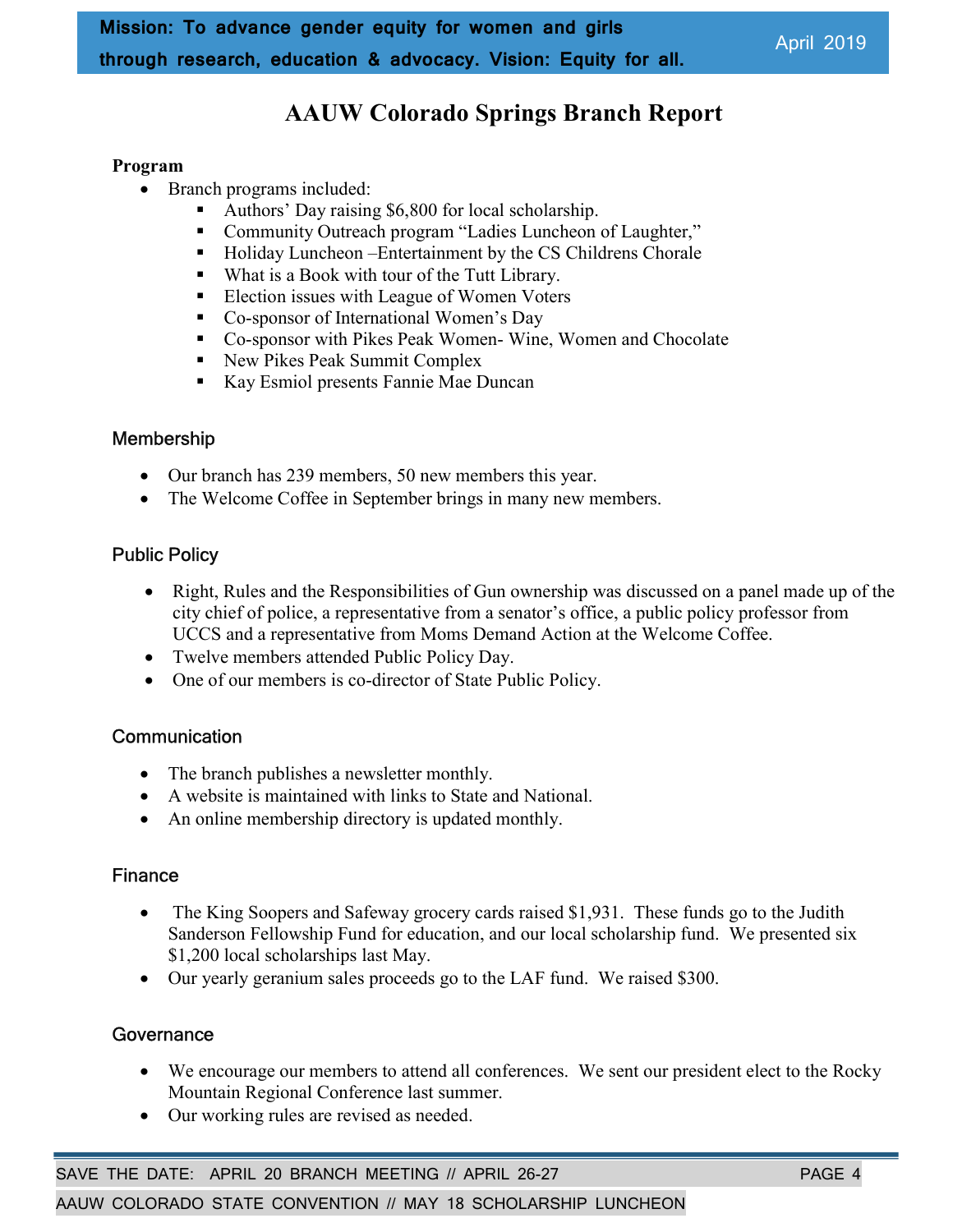Mission: To advance gender equity for women and girls through research, education & advocacy. Vision: Equity for all.

April 2019

# AAUW Colorado Springs Branch Report

**Program**

- Branch programs included:
  - Authors' Day raising $6,800 for local scholarship.
  - Community Outreach program "Ladies Luncheon of Laughter,"
  - Holiday Luncheon –Entertainment by the CS Childrens Chorale
  - What is a Book with tour of the Tutt Library.
  - Election issues with League of Women Voters
  - Co-sponsor of International Women's Day
  - Co-sponsor with Pikes Peak Women- Wine, Women and Chocolate
  - New Pikes Peak Summit Complex
  - Kay Esmiol presents Fannie Mae Duncan

## Membership

- Our branch has 239 members, 50 new members this year.
- The Welcome Coffee in September brings in many new members.

## Public Policy

- Right, Rules and the Responsibilities of Gun ownership was discussed on a panel made up of the city chief of police, a representative from a senator's office, a public policy professor from UCCS and a representative from Moms Demand Action at the Welcome Coffee.
- Twelve members attended Public Policy Day.
- One of our members is co-director of State Public Policy.

## Communication

- The branch publishes a newsletter monthly.
- A website is maintained with links to State and National.
- An online membership directory is updated monthly.

## Finance

- The King Soopers and Safeway grocery cards raised $1,931. These funds go to the Judith Sanderson Fellowship Fund for education, and our local scholarship fund. We presented six $1,200 local scholarships last May.
- Our yearly geranium sales proceeds go to the LAF fund. We raised $300.

## Governance

- We encourage our members to attend all conferences. We sent our president elect to the Rocky Mountain Regional Conference last summer.
- Our working rules are revised as needed.

SAVE THE DATE: APRIL 20 BRANCH MEETING // APRIL 26-27 AAUW COLORADO STATE CONVENTION // MAY 18 SCHOLARSHIP LUNCHEON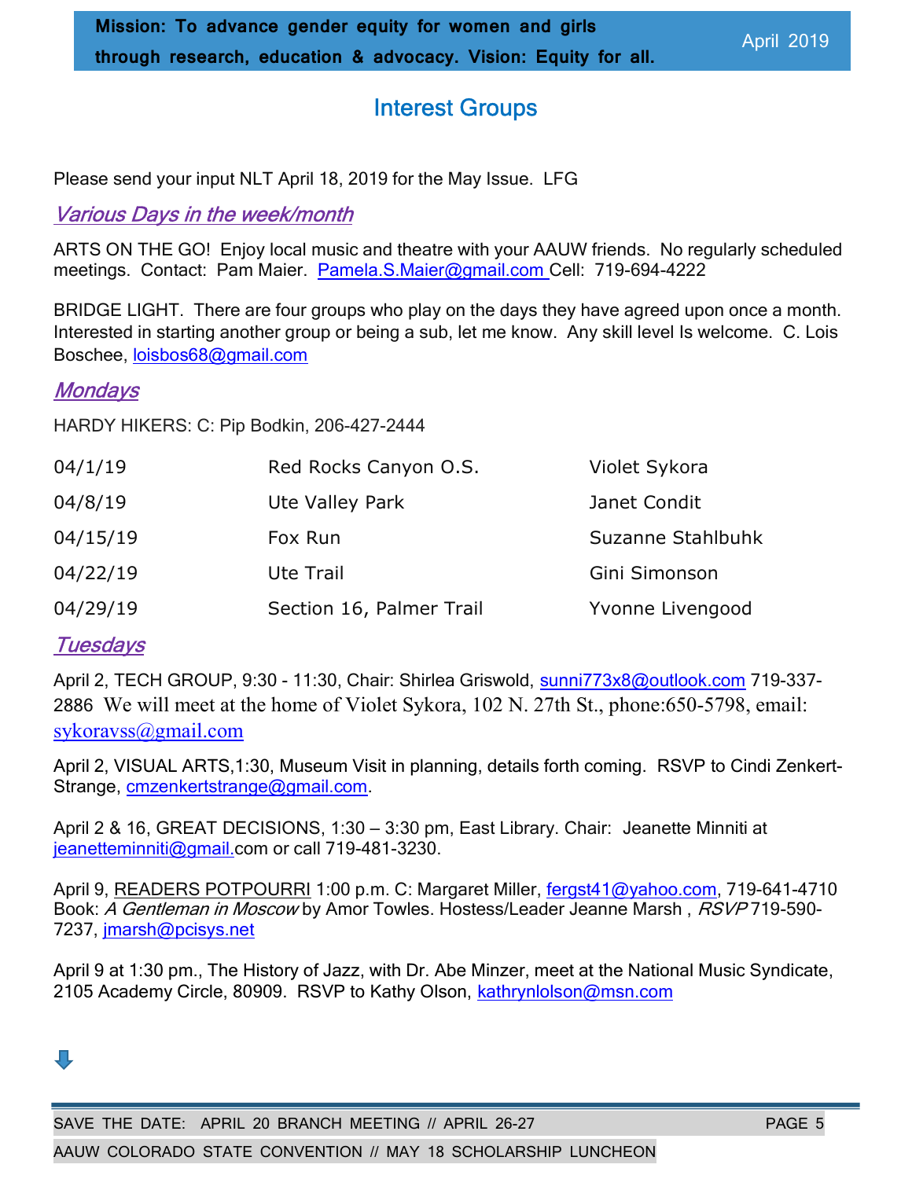**Mission: To advance gender equity for women and girls through research, education & advocacy. Vision: Equity for all.**

April 2019

## Interest Groups

Please send your input NLT April 18, 2019 for the May Issue. LFG

### *Various Days in the week/month*

ARTS ON THE GO! Enjoy local music and theatre with your AAUW friends. No regularly scheduled meetings. Contact: Pam Maier. Pamela.S.Maier@gmail.com Cell: 719-694-4222

BRIDGE LIGHT. There are four groups who play on the days they have agreed upon once a month. Interested in starting another group or being a sub, let me know. Any skill level Is welcome. C. Lois Boschee, loisbos68@gmail.com

### *Mondays*

HARDY HIKERS: C: Pip Bodkin, 206-427-2444

| | | |
|---|---|---|
| 04/1/19 | Red Rocks Canyon O.S. | Violet Sykora |
| 04/8/19 | Ute Valley Park | Janet Condit |
| 04/15/19 | Fox Run | Suzanne Stahlbuhk |
| 04/22/19 | Ute Trail | Gini Simonson |
| 04/29/19 | Section 16, Palmer Trail | Yvonne Livengood |

### *Tuesdays*

April 2, TECH GROUP, 9:30 - 11:30, Chair: Shirlea Griswold, sunni773x8@outlook.com 719-337-2886 We will meet at the home of Violet Sykora, 102 N. 27th St., phone:650-5798, email: sykoravss@gmail.com

April 2, VISUAL ARTS,1:30, Museum Visit in planning, details forth coming. RSVP to Cindi Zenkert-Strange, cmzenkertstrange@gmail.com.

April 2 & 16, GREAT DECISIONS, 1:30 – 3:30 pm, East Library. Chair: Jeanette Minniti at jeanetteminniti@gmail.com or call 719-481-3230.

April 9, READERS POTPOURRI 1:00 p.m. C: Margaret Miller, fergst41@yahoo.com, 719-641-4710 Book: *A Gentleman in Moscow* by Amor Towles. Hostess/Leader Jeanne Marsh , *RSVP* 719-590-7237, jmarsh@pcisys.net

April 9 at 1:30 pm., The History of Jazz, with Dr. Abe Minzer, meet at the National Music Syndicate, 2105 Academy Circle, 80909. RSVP to Kathy Olson, kathrynlolson@msn.com

SAVE THE DATE: APRIL 20 BRANCH MEETING // APRIL 26-27 AAUW COLORADO STATE CONVENTION // MAY 18 SCHOLARSHIP LUNCHEON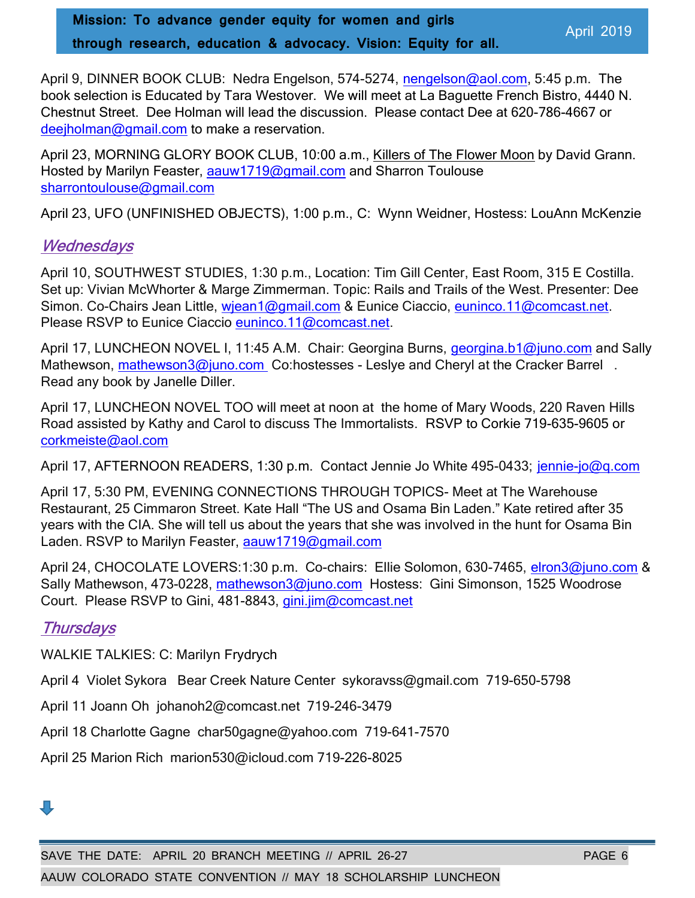April 9, DINNER BOOK CLUB: Nedra Engelson, 574-5274, nengelson@aol.com, 5:45 p.m. The book selection is Educated by Tara Westover. We will meet at La Baguette French Bistro, 4440 N. Chestnut Street. Dee Holman will lead the discussion. Please contact Dee at 620-786-4667 or deejholman@gmail.com to make a reservation.

April 23, MORNING GLORY BOOK CLUB, 10:00 a.m., Killers of The Flower Moon by David Grann. Hosted by Marilyn Feaster, aauw1719@gmail.com and Sharron Toulouse sharrontoulouse@gmail.com

April 23, UFO (UNFINISHED OBJECTS), 1:00 p.m., C: Wynn Weidner, Hostess: LouAnn McKenzie

## *Wednesdays*

April 10, SOUTHWEST STUDIES, 1:30 p.m., Location: Tim Gill Center, East Room, 315 E Costilla. Set up: Vivian McWhorter & Marge Zimmerman. Topic: Rails and Trails of the West. Presenter: Dee Simon. Co-Chairs Jean Little, wjean1@gmail.com & Eunice Ciaccio, euninco.11@comcast.net. Please RSVP to Eunice Ciaccio euninco.11@comcast.net.

April 17, LUNCHEON NOVEL I, 11:45 A.M. Chair: Georgina Burns, georgina.b1@juno.com and Sally Mathewson, mathewson3@juno.com Co:hostesses - Leslye and Cheryl at the Cracker Barrel . Read any book by Janelle Diller.

April 17, LUNCHEON NOVEL TOO will meet at noon at the home of Mary Woods, 220 Raven Hills Road assisted by Kathy and Carol to discuss The Immortalists. RSVP to Corkie 719-635-9605 or corkmeiste@aol.com

April 17, AFTERNOON READERS, 1:30 p.m. Contact Jennie Jo White 495-0433; jennie-jo@q.com

April 17, 5:30 PM, EVENING CONNECTIONS THROUGH TOPICS- Meet at The Warehouse Restaurant, 25 Cimmaron Street. Kate Hall "The US and Osama Bin Laden." Kate retired after 35 years with the CIA. She will tell us about the years that she was involved in the hunt for Osama Bin Laden. RSVP to Marilyn Feaster, aauw1719@gmail.com

April 24, CHOCOLATE LOVERS:1:30 p.m. Co-chairs: Ellie Solomon, 630-7465, elron3@juno.com & Sally Mathewson, 473-0228, mathewson3@juno.com Hostess: Gini Simonson, 1525 Woodrose Court. Please RSVP to Gini, 481-8843, gini.jim@comcast.net

## *Thursdays*

WALKIE TALKIES: C: Marilyn Frydrych

April 4 Violet Sykora Bear Creek Nature Center sykoravss@gmail.com 719-650-5798

April 11 Joann Oh johanoh2@comcast.net 719-246-3479

April 18 Charlotte Gagne char50gagne@yahoo.com 719-641-7570

April 25 Marion Rich marion530@icloud.com 719-226-8025

SAVE THE DATE: APRIL 20 BRANCH MEETING // APRIL 26-27 AAUW COLORADO STATE CONVENTION // MAY 18 SCHOLARSHIP LUNCHEON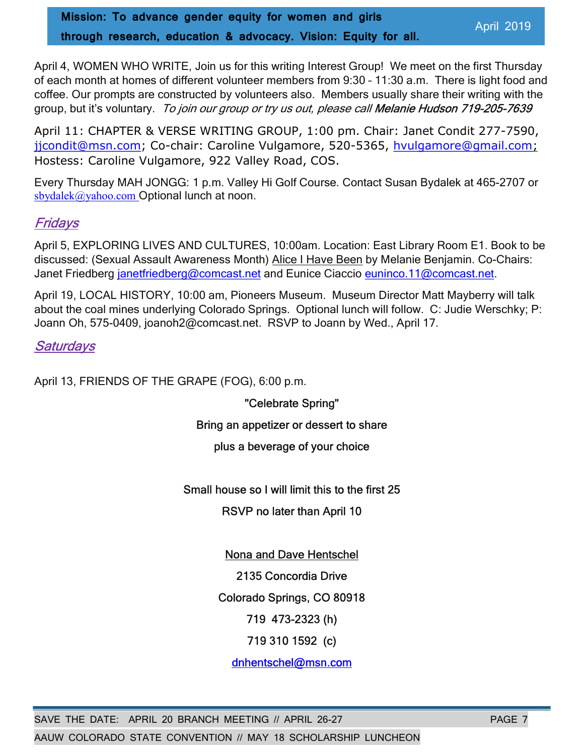April 4, WOMEN WHO WRITE, Join us for this writing Interest Group! We meet on the first Thursday of each month at homes of different volunteer members from 9:30 – 11:30 a.m. There is light food and coffee. Our prompts are constructed by volunteers also. Members usually share their writing with the group, but it's voluntary. *To join our group or try us out, please call* ***Melanie Hudson 719-205-7639***

April 11: CHAPTER & VERSE WRITING GROUP, 1:00 pm. Chair: Janet Condit 277-7590, jjcondit@msn.com; Co-chair: Caroline Vulgamore, 520-5365, hvulgamore@gmail.com; Hostess: Caroline Vulgamore, 922 Valley Road, COS.

Every Thursday MAH JONGG: 1 p.m. Valley Hi Golf Course. Contact Susan Bydalek at 465-2707 or sbydalek@yahoo.com Optional lunch at noon.

## *Fridays*

April 5, EXPLORING LIVES AND CULTURES, 10:00am. Location: East Library Room E1. Book to be discussed: (Sexual Assault Awareness Month) Alice I Have Been by Melanie Benjamin. Co-Chairs: Janet Friedberg janetfriedberg@comcast.net and Eunice Ciaccio euninco.11@comcast.net.

April 19, LOCAL HISTORY, 10:00 am, Pioneers Museum. Museum Director Matt Mayberry will talk about the coal mines underlying Colorado Springs. Optional lunch will follow. C: Judie Werschky; P: Joann Oh, 575-0409, joanoh2@comcast.net. RSVP to Joann by Wed., April 17.

## *Saturdays*

April 13, FRIENDS OF THE GRAPE (FOG), 6:00 p.m.

"Celebrate Spring"

Bring an appetizer or dessert to share

plus a beverage of your choice

Small house so I will limit this to the first 25

RSVP no later than April 10

Nona and Dave Hentschel

2135 Concordia Drive

Colorado Springs, CO 80918

719 473-2323 (h)

719 310 1592 (c)

dnhentschel@msn.com

SAVE THE DATE: APRIL 20 BRANCH MEETING // APRIL 26-27 AAUW COLORADO STATE CONVENTION // MAY 18 SCHOLARSHIP LUNCHEON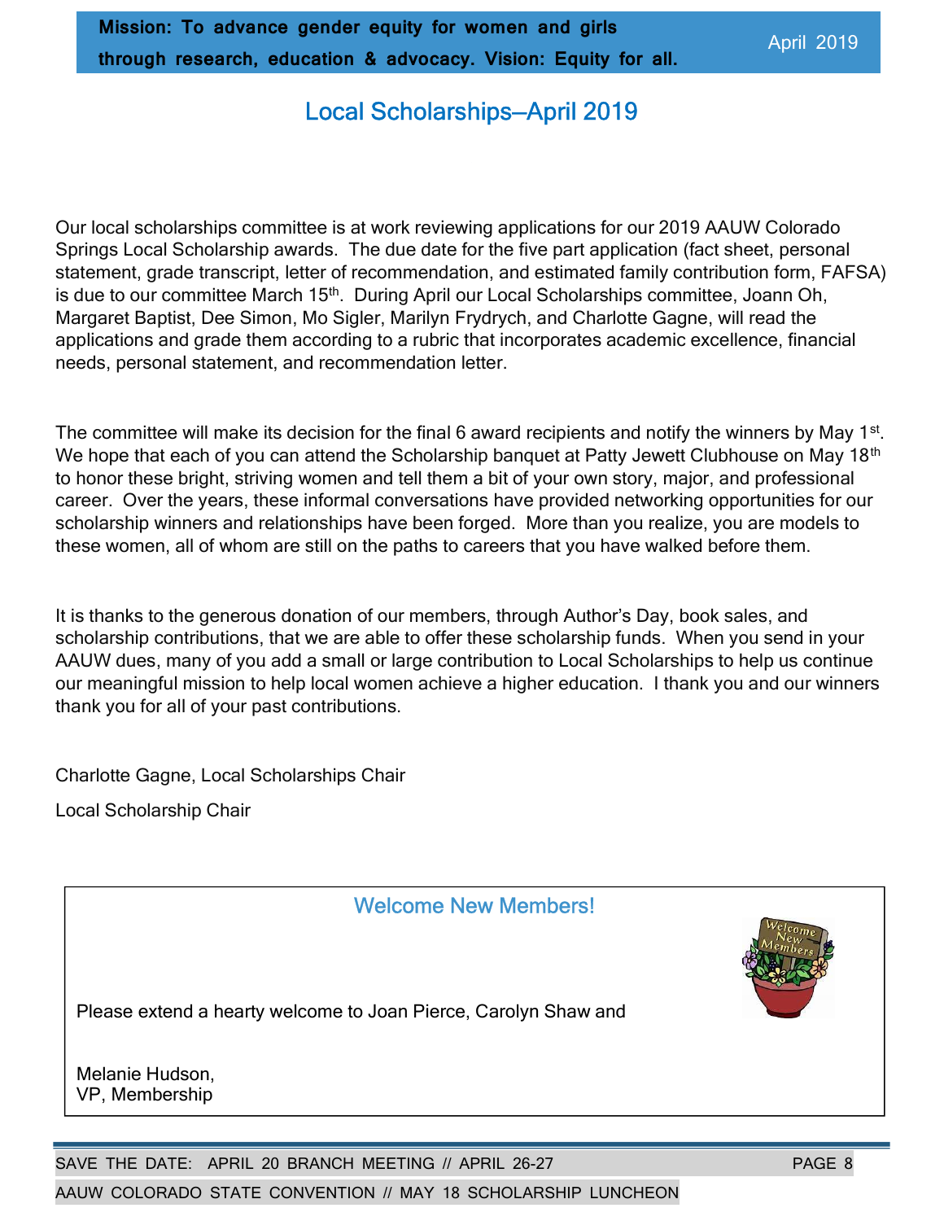**Mission: To advance gender equity for women and girls through research, education & advocacy. Vision: Equity for all.**

April 2019

## Local Scholarships—April 2019

Our local scholarships committee is at work reviewing applications for our 2019 AAUW Colorado Springs Local Scholarship awards. The due date for the five part application (fact sheet, personal statement, grade transcript, letter of recommendation, and estimated family contribution form, FAFSA) is due to our committee March 15th. During April our Local Scholarships committee, Joann Oh, Margaret Baptist, Dee Simon, Mo Sigler, Marilyn Frydrych, and Charlotte Gagne, will read the applications and grade them according to a rubric that incorporates academic excellence, financial needs, personal statement, and recommendation letter.

The committee will make its decision for the final 6 award recipients and notify the winners by May 1st. We hope that each of you can attend the Scholarship banquet at Patty Jewett Clubhouse on May 18th to honor these bright, striving women and tell them a bit of your own story, major, and professional career. Over the years, these informal conversations have provided networking opportunities for our scholarship winners and relationships have been forged. More than you realize, you are models to these women, all of whom are still on the paths to careers that you have walked before them.

It is thanks to the generous donation of our members, through Author's Day, book sales, and scholarship contributions, that we are able to offer these scholarship funds. When you send in your AAUW dues, many of you add a small or large contribution to Local Scholarships to help us continue our meaningful mission to help local women achieve a higher education. I thank you and our winners thank you for all of your past contributions.

Charlotte Gagne, Local Scholarships Chair

Local Scholarship Chair

### Welcome New Members!

Please extend a hearty welcome to Joan Pierce, Carolyn Shaw and

Melanie Hudson,
VP, Membership

SAVE THE DATE: APRIL 20 BRANCH MEETING // APRIL 26-27 AAUW COLORADO STATE CONVENTION // MAY 18 SCHOLARSHIP LUNCHEON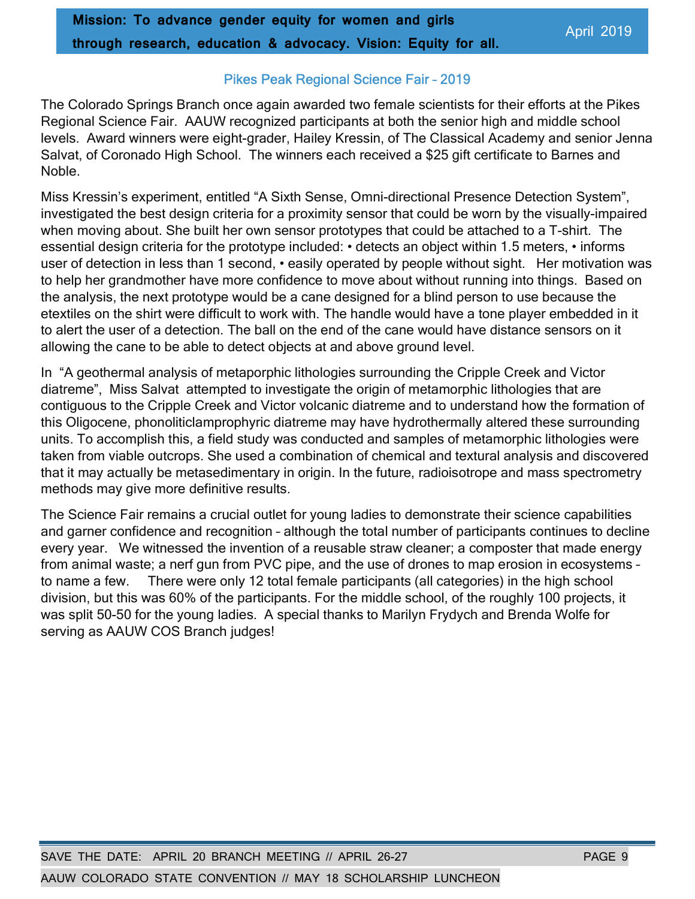## Pikes Peak Regional Science Fair – 2019

The Colorado Springs Branch once again awarded two female scientists for their efforts at the Pikes Regional Science Fair. AAUW recognized participants at both the senior high and middle school levels. Award winners were eight-grader, Hailey Kressin, of The Classical Academy and senior Jenna Salvat, of Coronado High School. The winners each received a $25 gift certificate to Barnes and Noble.

Miss Kressin's experiment, entitled "A Sixth Sense, Omni-directional Presence Detection System", investigated the best design criteria for a proximity sensor that could be worn by the visually-impaired when moving about. She built her own sensor prototypes that could be attached to a T-shirt. The essential design criteria for the prototype included: • detects an object within 1.5 meters, • informs user of detection in less than 1 second, • easily operated by people without sight. Her motivation was to help her grandmother have more confidence to move about without running into things. Based on the analysis, the next prototype would be a cane designed for a blind person to use because the etextiles on the shirt were difficult to work with. The handle would have a tone player embedded in it to alert the user of a detection. The ball on the end of the cane would have distance sensors on it allowing the cane to be able to detect objects at and above ground level.

In "A geothermal analysis of metaporphic lithologies surrounding the Cripple Creek and Victor diatreme", Miss Salvat attempted to investigate the origin of metamorphic lithologies that are contiguous to the Cripple Creek and Victor volcanic diatreme and to understand how the formation of this Oligocene, phonoliticlamprophyric diatreme may have hydrothermally altered these surrounding units. To accomplish this, a field study was conducted and samples of metamorphic lithologies were taken from viable outcrops. She used a combination of chemical and textural analysis and discovered that it may actually be metasedimentary in origin. In the future, radioisotrope and mass spectrometry methods may give more definitive results.

The Science Fair remains a crucial outlet for young ladies to demonstrate their science capabilities and garner confidence and recognition – although the total number of participants continues to decline every year. We witnessed the invention of a reusable straw cleaner; a composter that made energy from animal waste; a nerf gun from PVC pipe, and the use of drones to map erosion in ecosystems – to name a few. There were only 12 total female participants (all categories) in the high school division, but this was 60% of the participants. For the middle school, of the roughly 100 projects, it was split 50-50 for the young ladies. A special thanks to Marilyn Frydych and Brenda Wolfe for serving as AAUW COS Branch judges!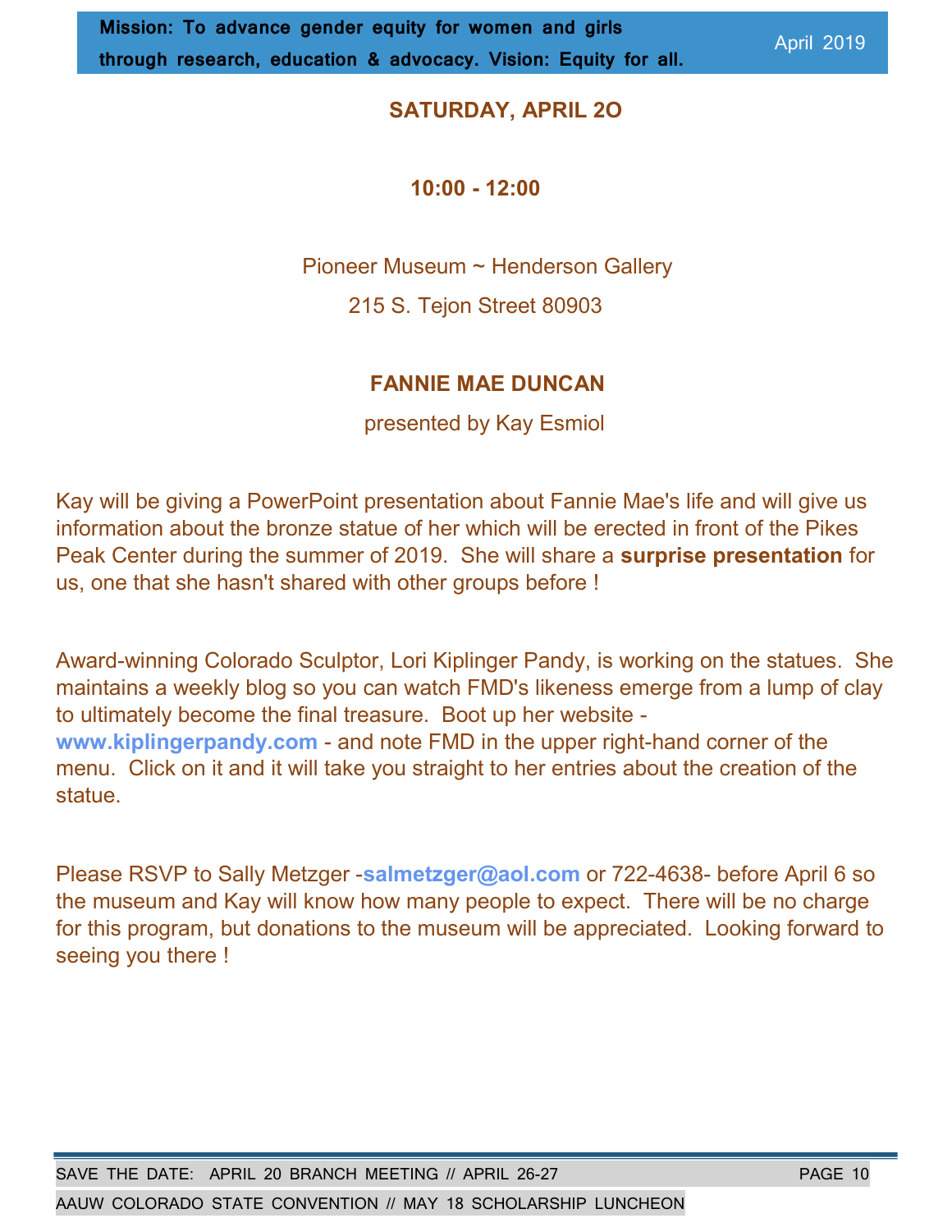**SATURDAY, APRIL 2O**

**10:00 - 12:00**

Pioneer Museum ~ Henderson Gallery

215 S. Tejon Street 80903

**FANNIE MAE DUNCAN**

presented by Kay Esmiol

Kay will be giving a PowerPoint presentation about Fannie Mae's life and will give us information about the bronze statue of her which will be erected in front of the Pikes Peak Center during the summer of 2019. She will share a **surprise presentation** for us, one that she hasn't shared with other groups before !

Award-winning Colorado Sculptor, Lori Kiplinger Pandy, is working on the statues. She maintains a weekly blog so you can watch FMD's likeness emerge from a lump of clay to ultimately become the final treasure. Boot up her website - **www.kiplingerpandy.com** - and note FMD in the upper right-hand corner of the menu. Click on it and it will take you straight to her entries about the creation of the statue.

Please RSVP to Sally Metzger -**salmetzger@aol.com** or 722-4638- before April 6 so the museum and Kay will know how many people to expect. There will be no charge for this program, but donations to the museum will be appreciated. Looking forward to seeing you there !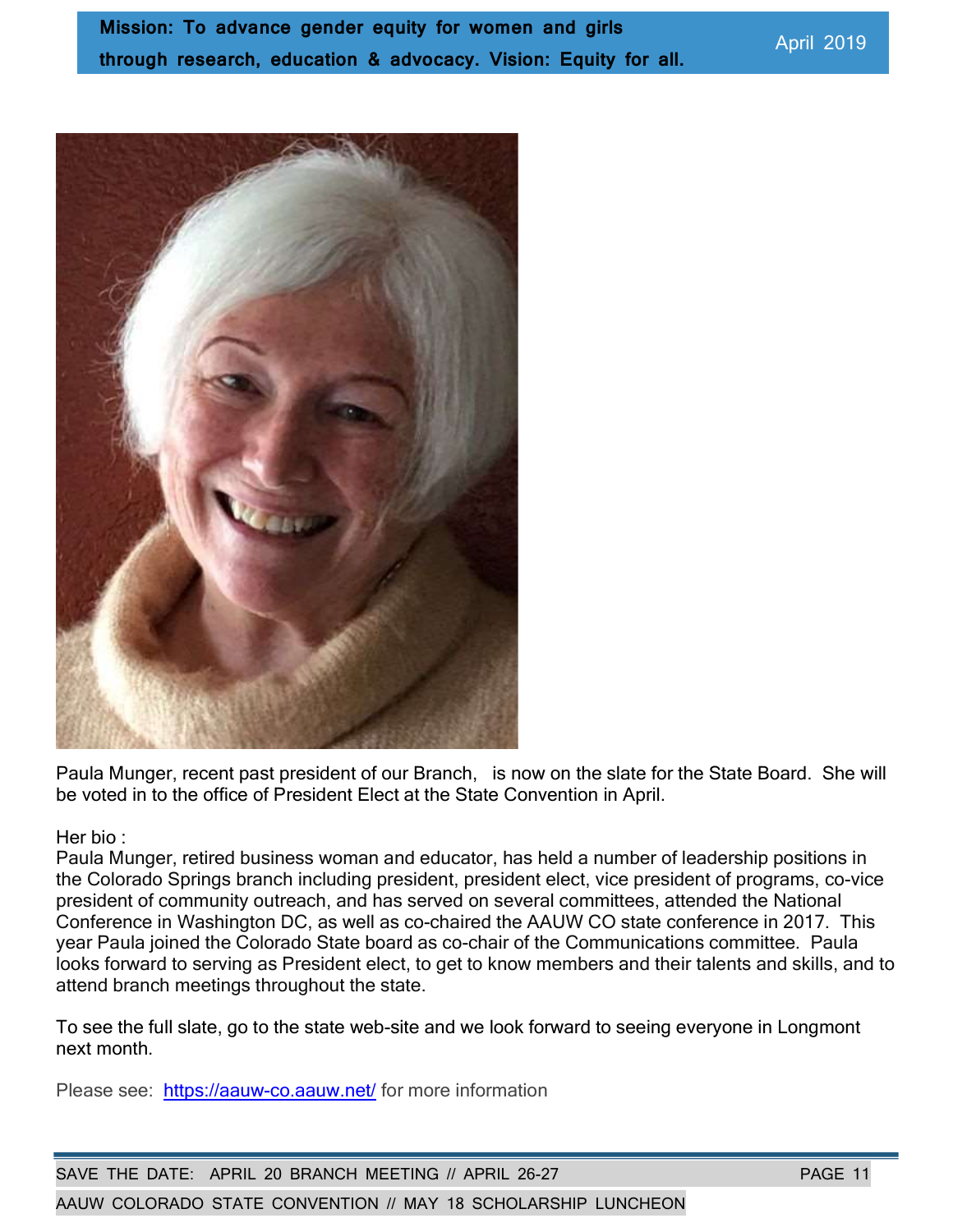Paula Munger, recent past president of our Branch,   is now on the slate for the State Board.  She will be voted in to the office of President Elect at the State Convention in April.

Her bio :
Paula Munger, retired business woman and educator, has held a number of leadership positions in the Colorado Springs branch including president, president elect, vice president of programs, co-vice president of community outreach, and has served on several committees, attended the National Conference in Washington DC, as well as co-chaired the AAUW CO state conference in 2017.  This year Paula joined the Colorado State board as co-chair of the Communications committee.  Paula looks forward to serving as President elect, to get to know members and their talents and skills, and to attend branch meetings throughout the state.

To see the full slate, go to the state web-site and we look forward to seeing everyone in Longmont next month.

Please see:  https://aauw-co.aauw.net/ for more information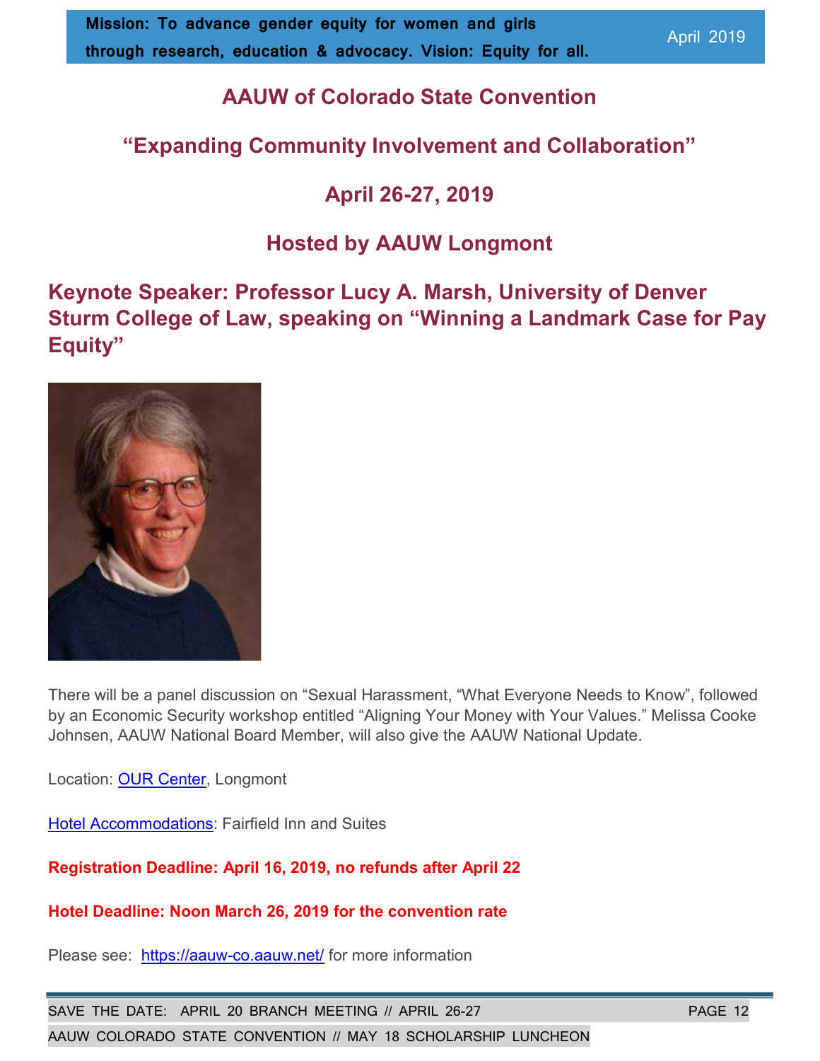Mission: To advance gender equity for women and girls through research, education & advocacy. Vision: Equity for all.

April 2019

## AAUW of Colorado State Convention

## “Expanding Community Involvement and Collaboration”

## April 26-27, 2019

## Hosted by AAUW Longmont

### Keynote Speaker: Professor Lucy A. Marsh, University of Denver Sturm College of Law, speaking on “Winning a Landmark Case for Pay Equity”

There will be a panel discussion on “Sexual Harassment, “What Everyone Needs to Know”, followed by an Economic Security workshop entitled “Aligning Your Money with Your Values.” Melissa Cooke Johnsen, AAUW National Board Member, will also give the AAUW National Update.

Location: OUR Center, Longmont

Hotel Accommodations: Fairfield Inn and Suites

**Registration Deadline: April 16, 2019, no refunds after April 22**

**Hotel Deadline: Noon March 26, 2019 for the convention rate**

Please see: https://aauw-co.aauw.net/ for more information

SAVE THE DATE: APRIL 20 BRANCH MEETING // APRIL 26-27 AAUW COLORADO STATE CONVENTION // MAY 18 SCHOLARSHIP LUNCHEON